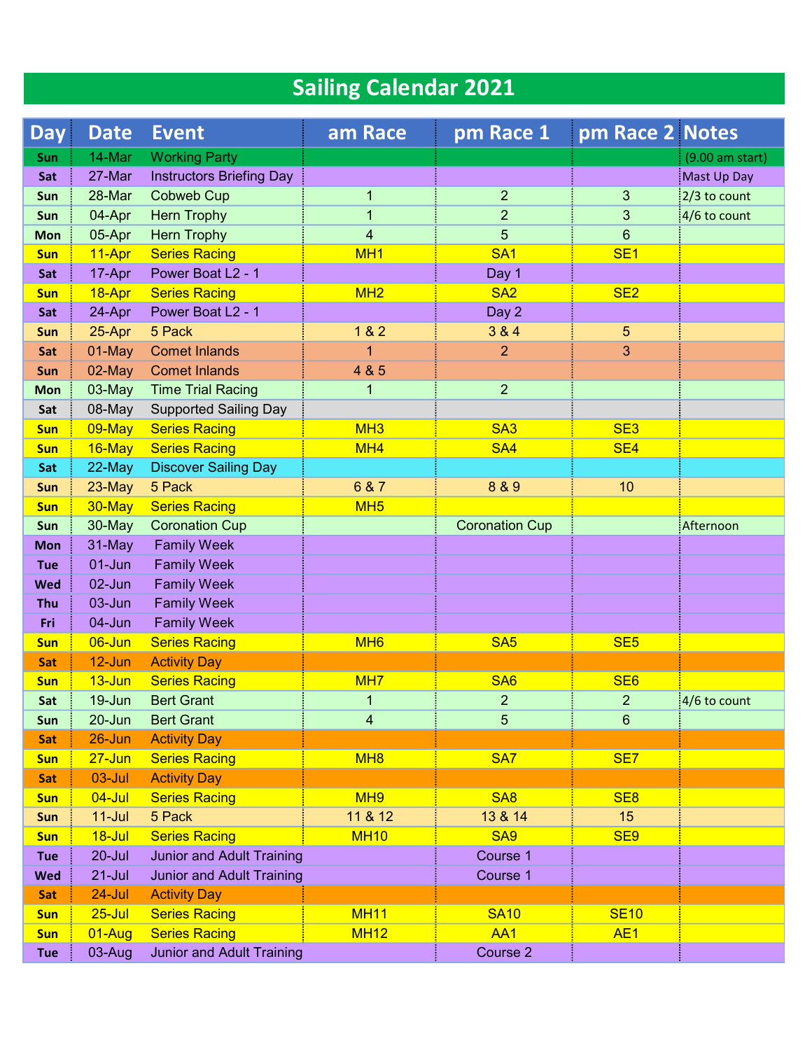# Sailing Calendar 2021

| Day | Date | Event | am Race | pm Race 1 | pm Race 2 | Notes |
|---|---|---|---|---|---|---|
| Sun | 14-Mar | Working Party | | | | (9.00 am start) |
| Sat | 27-Mar | Instructors Briefing Day | | | | Mast Up Day |
| Sun | 28-Mar | Cobweb Cup | 1 | 2 | 3 | 2/3 to count |
| Sun | 04-Apr | Hern Trophy | 1 | 2 | 3 | 4/6 to count |
| Mon | 05-Apr | Hern Trophy | 4 | 5 | 6 | |
| Sun | 11-Apr | Series Racing | MH1 | SA1 | SE1 | |
| Sat | 17-Apr | Power Boat L2 - 1 | | Day 1 | | |
| Sun | 18-Apr | Series Racing | MH2 | SA2 | SE2 | |
| Sat | 24-Apr | Power Boat L2 - 1 | | Day 2 | | |
| Sun | 25-Apr | 5 Pack | 1 & 2 | 3 & 4 | 5 | |
| Sat | 01-May | Comet Inlands | 1 | 2 | 3 | |
| Sun | 02-May | Comet Inlands | 4 & 5 | | | |
| Mon | 03-May | Time Trial Racing | 1 | 2 | | |
| Sat | 08-May | Supported Sailing Day | | | | |
| Sun | 09-May | Series Racing | MH3 | SA3 | SE3 | |
| Sun | 16-May | Series Racing | MH4 | SA4 | SE4 | |
| Sat | 22-May | Discover Sailing Day | | | | |
| Sun | 23-May | 5 Pack | 6 & 7 | 8 & 9 | 10 | |
| Sun | 30-May | Series Racing | MH5 | | | |
| Sun | 30-May | Coronation Cup | | Coronation Cup | | Afternoon |
| Mon | 31-May | Family Week | | | | |
| Tue | 01-Jun | Family Week | | | | |
| Wed | 02-Jun | Family Week | | | | |
| Thu | 03-Jun | Family Week | | | | |
| Fri | 04-Jun | Family Week | | | | |
| Sun | 06-Jun | Series Racing | MH6 | SA5 | SE5 | |
| Sat | 12-Jun | Activity Day | | | | |
| Sun | 13-Jun | Series Racing | MH7 | SA6 | SE6 | |
| Sat | 19-Jun | Bert Grant | 1 | 2 | 2 | 4/6 to count |
| Sun | 20-Jun | Bert Grant | 4 | 5 | 6 | |
| Sat | 26-Jun | Activity Day | | | | |
| Sun | 27-Jun | Series Racing | MH8 | SA7 | SE7 | |
| Sat | 03-Jul | Activity Day | | | | |
| Sun | 04-Jul | Series Racing | MH9 | SA8 | SE8 | |
| Sun | 11-Jul | 5 Pack | 11 & 12 | 13 & 14 | 15 | |
| Sun | 18-Jul | Series Racing | MH10 | SA9 | SE9 | |
| Tue | 20-Jul | Junior and Adult Training | | Course 1 | | |
| Wed | 21-Jul | Junior and Adult Training | | Course 1 | | |
| Sat | 24-Jul | Activity Day | | | | |
| Sun | 25-Jul | Series Racing | MH11 | SA10 | SE10 | |
| Sun | 01-Aug | Series Racing | MH12 | AA1 | AE1 | |
| Tue | 03-Aug | Junior and Adult Training | | Course 2 | | |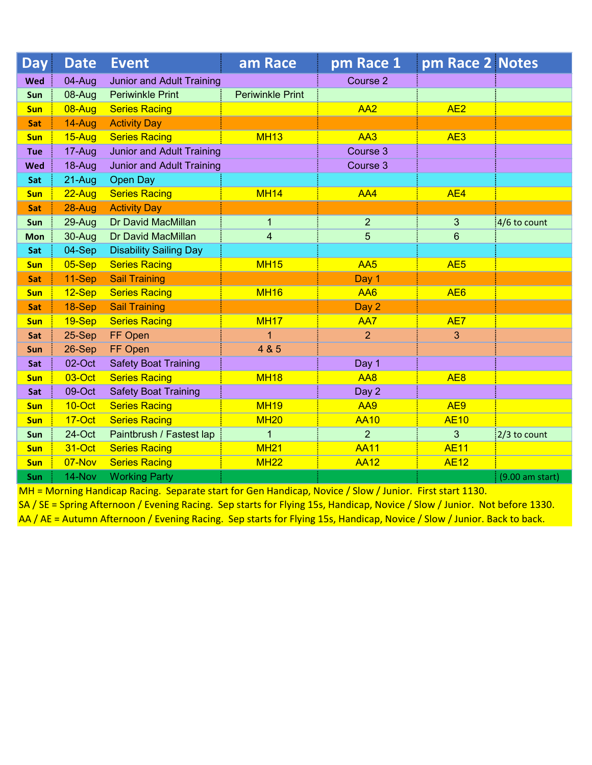| Day | Date | Event | am Race | pm Race 1 | pm Race 2 | Notes |
|---|---|---|---|---|---|---|
| Wed | 04-Aug | Junior and Adult Training | | Course 2 | | |
| Sun | 08-Aug | Periwinkle Print | Periwinkle Print | | | |
| Sun | 08-Aug | Series Racing | | AA2 | AE2 | |
| Sat | 14-Aug | Activity Day | | | | |
| Sun | 15-Aug | Series Racing | MH13 | AA3 | AE3 | |
| Tue | 17-Aug | Junior and Adult Training | | Course 3 | | |
| Wed | 18-Aug | Junior and Adult Training | | Course 3 | | |
| Sat | 21-Aug | Open Day | | | | |
| Sun | 22-Aug | Series Racing | MH14 | AA4 | AE4 | |
| Sat | 28-Aug | Activity Day | | | | |
| Sun | 29-Aug | Dr David MacMillan | 1 | 2 | 3 | 4/6 to count |
| Mon | 30-Aug | Dr David MacMillan | 4 | 5 | 6 | |
| Sat | 04-Sep | Disability Sailing Day | | | | |
| Sun | 05-Sep | Series Racing | MH15 | AA5 | AE5 | |
| Sat | 11-Sep | Sail Training | | Day 1 | | |
| Sun | 12-Sep | Series Racing | MH16 | AA6 | AE6 | |
| Sat | 18-Sep | Sail Training | | Day 2 | | |
| Sun | 19-Sep | Series Racing | MH17 | AA7 | AE7 | |
| Sat | 25-Sep | FF Open | 1 | 2 | 3 | |
| Sun | 26-Sep | FF Open | 4 & 5 | | | |
| Sat | 02-Oct | Safety Boat Training | | Day 1 | | |
| Sun | 03-Oct | Series Racing | MH18 | AA8 | AE8 | |
| Sat | 09-Oct | Safety Boat Training | | Day 2 | | |
| Sun | 10-Oct | Series Racing | MH19 | AA9 | AE9 | |
| Sun | 17-Oct | Series Racing | MH20 | AA10 | AE10 | |
| Sun | 24-Oct | Paintbrush / Fastest lap | 1 | 2 | 3 | 2/3 to count |
| Sun | 31-Oct | Series Racing | MH21 | AA11 | AE11 | |
| Sun | 07-Nov | Series Racing | MH22 | AA12 | AE12 | |
| Sun | 14-Nov | Working Party | | | | (9.00 am start) |

MH = Morning Handicap Racing. Separate start for Gen Handicap, Novice / Slow / Junior. First start 1130.

SA / SE = Spring Afternoon / Evening Racing. Sep starts for Flying 15s, Handicap, Novice / Slow / Junior. Not before 1330.

AA / AE = Autumn Afternoon / Evening Racing. Sep starts for Flying 15s, Handicap, Novice / Slow / Junior. Back to back.